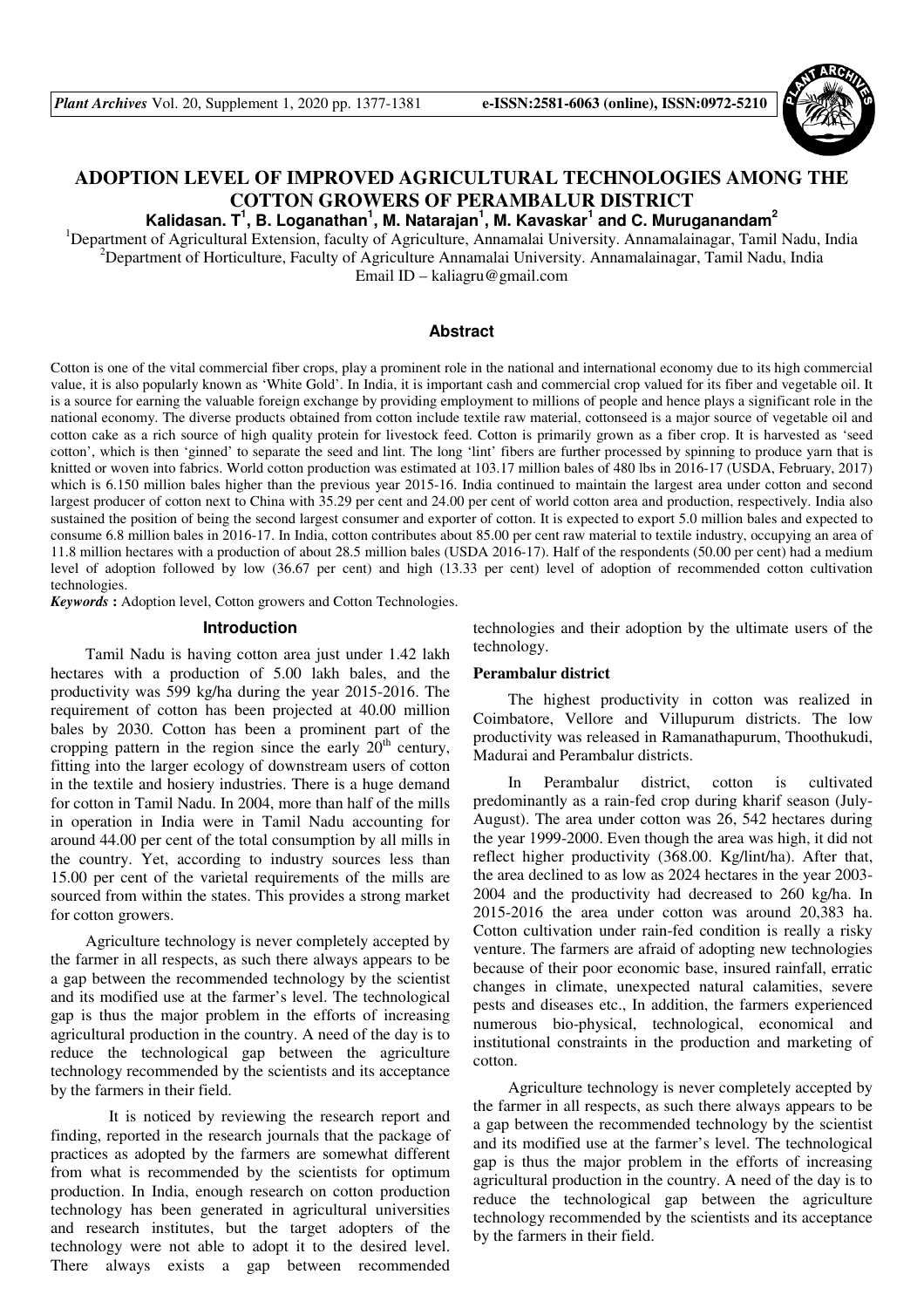# ADOPTION LEVEL OF IMPROVED AGRICULTURAL TECHNOLOGIES AMONG THE COTTON GROWERS OF PERAMBALUR DISTRICT

**Kalidasan. T[1], B. Loganathan[1], M. Natarajan[1], M. Kavaskar[1] and C. Muruganandam[2]**

[1]Department of Agricultural Extension, faculty of Agriculture, Annamalai University. Annamalainagar, Tamil Nadu, India
[2]Department of Horticulture, Faculty of Agriculture Annamalai University. Annamalainagar, Tamil Nadu, India
Email ID – kaliagru@gmail.com

## Abstract

Cotton is one of the vital commercial fiber crops, play a prominent role in the national and international economy due to its high commercial value, it is also popularly known as 'White Gold'. In India, it is important cash and commercial crop valued for its fiber and vegetable oil. It is a source for earning the valuable foreign exchange by providing employment to millions of people and hence plays a significant role in the national economy. The diverse products obtained from cotton include textile raw material, cottonseed is a major source of vegetable oil and cotton cake as a rich source of high quality protein for livestock feed. Cotton is primarily grown as a fiber crop. It is harvested as 'seed cotton', which is then 'ginned' to separate the seed and lint. The long 'lint' fibers are further processed by spinning to produce yarn that is knitted or woven into fabrics. World cotton production was estimated at 103.17 million bales of 480 lbs in 2016-17 (USDA, February, 2017) which is 6.150 million bales higher than the previous year 2015-16. India continued to maintain the largest area under cotton and second largest producer of cotton next to China with 35.29 per cent and 24.00 per cent of world cotton area and production, respectively. India also sustained the position of being the second largest consumer and exporter of cotton. It is expected to export 5.0 million bales and expected to consume 6.8 million bales in 2016-17. In India, cotton contributes about 85.00 per cent raw material to textile industry, occupying an area of 11.8 million hectares with a production of about 28.5 million bales (USDA 2016-17). Half of the respondents (50.00 per cent) had a medium level of adoption followed by low (36.67 per cent) and high (13.33 per cent) level of adoption of recommended cotton cultivation technologies.

***Keywords*** **:** Adoption level, Cotton growers and Cotton Technologies.

## Introduction

Tamil Nadu is having cotton area just under 1.42 lakh hectares with a production of 5.00 lakh bales, and the productivity was 599 kg/ha during the year 2015-2016. The requirement of cotton has been projected at 40.00 million bales by 2030. Cotton has been a prominent part of the cropping pattern in the region since the early 20th century, fitting into the larger ecology of downstream users of cotton in the textile and hosiery industries. There is a huge demand for cotton in Tamil Nadu. In 2004, more than half of the mills in operation in India were in Tamil Nadu accounting for around 44.00 per cent of the total consumption by all mills in the country. Yet, according to industry sources less than 15.00 per cent of the varietal requirements of the mills are sourced from within the states. This provides a strong market for cotton growers.

Agriculture technology is never completely accepted by the farmer in all respects, as such there always appears to be a gap between the recommended technology by the scientist and its modified use at the farmer's level. The technological gap is thus the major problem in the efforts of increasing agricultural production in the country. A need of the day is to reduce the technological gap between the agriculture technology recommended by the scientists and its acceptance by the farmers in their field.

It is noticed by reviewing the research report and finding, reported in the research journals that the package of practices as adopted by the farmers are somewhat different from what is recommended by the scientists for optimum production. In India, enough research on cotton production technology has been generated in agricultural universities and research institutes, but the target adopters of the technology were not able to adopt it to the desired level. There always exists a gap between recommended technologies and their adoption by the ultimate users of the technology.

### Perambalur district

The highest productivity in cotton was realized in Coimbatore, Vellore and Villupurum districts. The low productivity was released in Ramanathapurum, Thoothukudi, Madurai and Perambalur districts.

In Perambalur district, cotton is cultivated predominantly as a rain-fed crop during kharif season (July-August). The area under cotton was 26, 542 hectares during the year 1999-2000. Even though the area was high, it did not reflect higher productivity (368.00. Kg/lint/ha). After that, the area declined to as low as 2024 hectares in the year 2003-2004 and the productivity had decreased to 260 kg/ha. In 2015-2016 the area under cotton was around 20,383 ha. Cotton cultivation under rain-fed condition is really a risky venture. The farmers are afraid of adopting new technologies because of their poor economic base, insured rainfall, erratic changes in climate, unexpected natural calamities, severe pests and diseases etc., In addition, the farmers experienced numerous bio-physical, technological, economical and institutional constraints in the production and marketing of cotton.

Agriculture technology is never completely accepted by the farmer in all respects, as such there always appears to be a gap between the recommended technology by the scientist and its modified use at the farmer's level. The technological gap is thus the major problem in the efforts of increasing agricultural production in the country. A need of the day is to reduce the technological gap between the agriculture technology recommended by the scientists and its acceptance by the farmers in their field.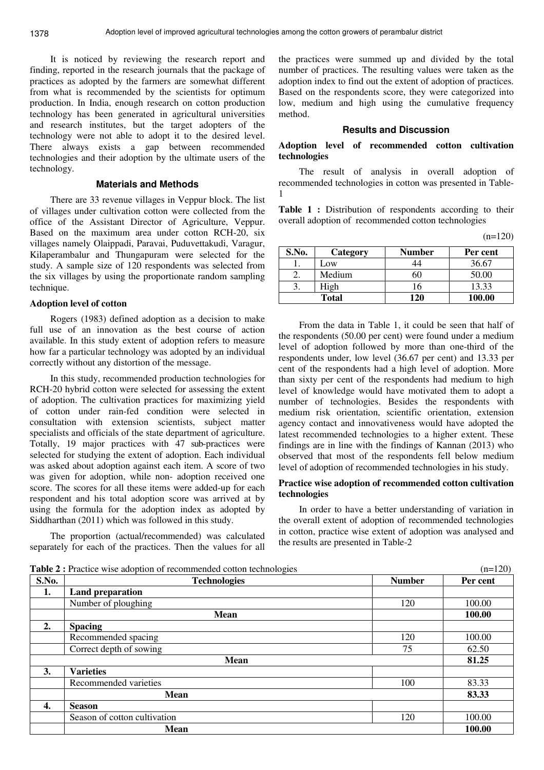It is noticed by reviewing the research report and finding, reported in the research journals that the package of practices as adopted by the farmers are somewhat different from what is recommended by the scientists for optimum production. In India, enough research on cotton production technology has been generated in agricultural universities and research institutes, but the target adopters of the technology were not able to adopt it to the desired level. There always exists a gap between recommended technologies and their adoption by the ultimate users of the technology.

## Materials and Methods

There are 33 revenue villages in Veppur block. The list of villages under cultivation cotton were collected from the office of the Assistant Director of Agriculture, Veppur. Based on the maximum area under cotton RCH-20, six villages namely Olaippadi, Paravai, Puduvettakudi, Varagur, Kilaperambalur and Thungapuram were selected for the study. A sample size of 120 respondents was selected from the six villages by using the proportionate random sampling technique.

### Adoption level of cotton

Rogers (1983) defined adoption as a decision to make full use of an innovation as the best course of action available. In this study extent of adoption refers to measure how far a particular technology was adopted by an individual correctly without any distortion of the message.

In this study, recommended production technologies for RCH-20 hybrid cotton were selected for assessing the extent of adoption. The cultivation practices for maximizing yield of cotton under rain-fed condition were selected in consultation with extension scientists, subject matter specialists and officials of the state department of agriculture. Totally, 19 major practices with 47 sub-practices were selected for studying the extent of adoption. Each individual was asked about adoption against each item. A score of two was given for adoption, while non- adoption received one score. The scores for all these items were added-up for each respondent and his total adoption score was arrived at by using the formula for the adoption index as adopted by Siddharthan (2011) which was followed in this study.

The proportion (actual/recommended) was calculated separately for each of the practices. Then the values for all the practices were summed up and divided by the total number of practices. The resulting values were taken as the adoption index to find out the extent of adoption of practices. Based on the respondents score, they were categorized into low, medium and high using the cumulative frequency method.

## Results and Discussion

### Adoption level of recommended cotton cultivation technologies

The result of analysis in overall adoption of recommended technologies in cotton was presented in Table-1

**Table 1 :** Distribution of respondents according to their overall adoption of recommended cotton technologies

(n=120)

| S.No. | Category | Number | Per cent |
|---|---|---|---|
| 1. | Low | 44 | 36.67 |
| 2. | Medium | 60 | 50.00 |
| 3. | High | 16 | 13.33 |
| **Total** | | **120** | **100.00** |

From the data in Table 1, it could be seen that half of the respondents (50.00 per cent) were found under a medium level of adoption followed by more than one-third of the respondents under, low level (36.67 per cent) and 13.33 per cent of the respondents had a high level of adoption. More than sixty per cent of the respondents had medium to high level of knowledge would have motivated them to adopt a number of technologies. Besides the respondents with medium risk orientation, scientific orientation, extension agency contact and innovativeness would have adopted the latest recommended technologies to a higher extent. These findings are in line with the findings of Kannan (2013) who observed that most of the respondents fell below medium level of adoption of recommended technologies in his study.

### Practice wise adoption of recommended cotton cultivation technologies

In order to have a better understanding of variation in the overall extent of adoption of recommended technologies in cotton, practice wise extent of adoption was analysed and the results are presented in Table-2

**Table 2 :** Practice wise adoption of recommended cotton technologies (n=120)

| S.No. | Technologies | Number | Per cent |
|---|---|---|---|
| **1.** | **Land preparation** | | |
| | Number of ploughing | 120 | 100.00 |
| | **Mean** | | **100.00** |
| **2.** | **Spacing** | | |
| | Recommended spacing | 120 | 100.00 |
| | Correct depth of sowing | 75 | 62.50 |
| | **Mean** | | **81.25** |
| **3.** | **Varieties** | | |
| | Recommended varieties | 100 | 83.33 |
| | **Mean** | | **83.33** |
| **4.** | **Season** | | |
| | Season of cotton cultivation | 120 | 100.00 |
| | **Mean** | | **100.00** |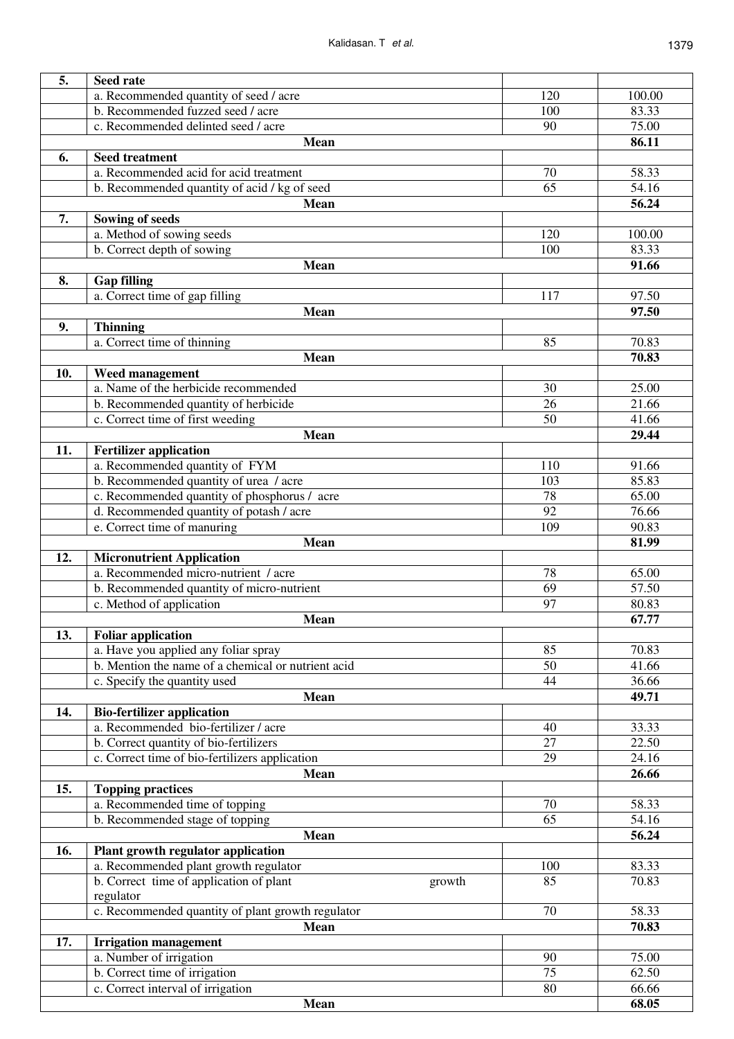| 5. | **Seed rate** | | |
|---|---|---|---|
| | a. Recommended quantity of seed / acre | 120 | 100.00 |
| | b. Recommended fuzzed seed / acre | 100 | 83.33 |
| | c. Recommended delinted seed / acre | 90 | 75.00 |
| | **Mean** | | **86.11** |
| 6. | **Seed treatment** | | |
| | a. Recommended acid for acid treatment | 70 | 58.33 |
| | b. Recommended quantity of acid / kg of seed | 65 | 54.16 |
| | **Mean** | | **56.24** |
| 7. | **Sowing of seeds** | | |
| | a. Method of sowing seeds | 120 | 100.00 |
| | b. Correct depth of sowing | 100 | 83.33 |
| | **Mean** | | **91.66** |
| 8. | **Gap filling** | | |
| | a. Correct time of gap filling | 117 | 97.50 |
| | **Mean** | | **97.50** |
| 9. | **Thinning** | | |
| | a. Correct time of thinning | 85 | 70.83 |
| | **Mean** | | **70.83** |
| 10. | **Weed management** | | |
| | a. Name of the herbicide recommended | 30 | 25.00 |
| | b. Recommended quantity of herbicide | 26 | 21.66 |
| | c. Correct time of first weeding | 50 | 41.66 |
| | **Mean** | | **29.44** |
| 11. | **Fertilizer application** | | |
| | a. Recommended quantity of FYM | 110 | 91.66 |
| | b. Recommended quantity of urea / acre | 103 | 85.83 |
| | c. Recommended quantity of phosphorus / acre | 78 | 65.00 |
| | d. Recommended quantity of potash / acre | 92 | 76.66 |
| | e. Correct time of manuring | 109 | 90.83 |
| | **Mean** | | **81.99** |
| 12. | **Micronutrient Application** | | |
| | a. Recommended micro-nutrient / acre | 78 | 65.00 |
| | b. Recommended quantity of micro-nutrient | 69 | 57.50 |
| | c. Method of application | 97 | 80.83 |
| | **Mean** | | **67.77** |
| 13. | **Foliar application** | | |
| | a. Have you applied any foliar spray | 85 | 70.83 |
| | b. Mention the name of a chemical or nutrient acid | 50 | 41.66 |
| | c. Specify the quantity used | 44 | 36.66 |
| | **Mean** | | **49.71** |
| 14. | **Bio-fertilizer application** | | |
| | a. Recommended bio-fertilizer / acre | 40 | 33.33 |
| | b. Correct quantity of bio-fertilizers | 27 | 22.50 |
| | c. Correct time of bio-fertilizers application | 29 | 24.16 |
| | **Mean** | | **26.66** |
| 15. | **Topping practices** | | |
| | a. Recommended time of topping | 70 | 58.33 |
| | b. Recommended stage of topping | 65 | 54.16 |
| | **Mean** | | **56.24** |
| 16. | **Plant growth regulator application** | | |
| | a. Recommended plant growth regulator | 100 | 83.33 |
| | b. Correct time of application of plant growth regulator | 85 | 70.83 |
| | c. Recommended quantity of plant growth regulator | 70 | 58.33 |
| | **Mean** | | **70.83** |
| 17. | **Irrigation management** | | |
| | a. Number of irrigation | 90 | 75.00 |
| | b. Correct time of irrigation | 75 | 62.50 |
| | c. Correct interval of irrigation | 80 | 66.66 |
| | **Mean** | | **68.05** |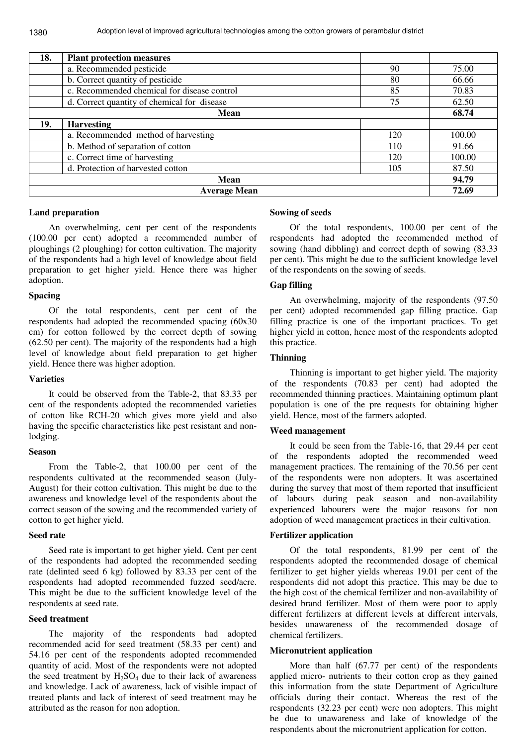| 18. | Plant protection measures | | |
|---|---|---|---|
| | a. Recommended pesticide | 90 | 75.00 |
| | b. Correct quantity of pesticide | 80 | 66.66 |
| | c. Recommended chemical for disease control | 85 | 70.83 |
| | d. Correct quantity of chemical for disease | 75 | 62.50 |
| | **Mean** | | **68.74** |
| 19. | **Harvesting** | | |
| | a. Recommended method of harvesting | 120 | 100.00 |
| | b. Method of separation of cotton | 110 | 91.66 |
| | c. Correct time of harvesting | 120 | 100.00 |
| | d. Protection of harvested cotton | 105 | 87.50 |
| | **Mean** | | **94.79** |
| | **Average Mean** | | **72.69** |

### Land preparation

An overwhelming, cent per cent of the respondents (100.00 per cent) adopted a recommended number of ploughings (2 ploughing) for cotton cultivation. The majority of the respondents had a high level of knowledge about field preparation to get higher yield. Hence there was higher adoption.

### Spacing

Of the total respondents, cent per cent of the respondents had adopted the recommended spacing (60x30 cm) for cotton followed by the correct depth of sowing (62.50 per cent). The majority of the respondents had a high level of knowledge about field preparation to get higher yield. Hence there was higher adoption.

### Varieties

It could be observed from the Table-2, that 83.33 per cent of the respondents adopted the recommended varieties of cotton like RCH-20 which gives more yield and also having the specific characteristics like pest resistant and non-lodging.

### Season

From the Table-2, that 100.00 per cent of the respondents cultivated at the recommended season (July-August) for their cotton cultivation. This might be due to the awareness and knowledge level of the respondents about the correct season of the sowing and the recommended variety of cotton to get higher yield.

### Seed rate

Seed rate is important to get higher yield. Cent per cent of the respondents had adopted the recommended seeding rate (delinted seed 6 kg) followed by 83.33 per cent of the respondents had adopted recommended fuzzed seed/acre. This might be due to the sufficient knowledge level of the respondents at seed rate.

### Seed treatment

The majority of the respondents had adopted recommended acid for seed treatment (58.33 per cent) and 54.16 per cent of the respondents adopted recommended quantity of acid. Most of the respondents were not adopted the seed treatment by $H_2SO_4$ due to their lack of awareness and knowledge. Lack of awareness, lack of visible impact of treated plants and lack of interest of seed treatment may be attributed as the reason for non adoption.

### Sowing of seeds

Of the total respondents, 100.00 per cent of the respondents had adopted the recommended method of sowing (hand dibbling) and correct depth of sowing (83.33 per cent). This might be due to the sufficient knowledge level of the respondents on the sowing of seeds.

### Gap filling

An overwhelming, majority of the respondents (97.50 per cent) adopted recommended gap filling practice. Gap filling practice is one of the important practices. To get higher yield in cotton, hence most of the respondents adopted this practice.

### Thinning

Thinning is important to get higher yield. The majority of the respondents (70.83 per cent) had adopted the recommended thinning practices. Maintaining optimum plant population is one of the pre requests for obtaining higher yield. Hence, most of the farmers adopted.

### Weed management

It could be seen from the Table-16, that 29.44 per cent of the respondents adopted the recommended weed management practices. The remaining of the 70.56 per cent of the respondents were non adopters. It was ascertained during the survey that most of them reported that insufficient of labours during peak season and non-availability experienced labourers were the major reasons for non adoption of weed management practices in their cultivation.

### Fertilizer application

Of the total respondents, 81.99 per cent of the respondents adopted the recommended dosage of chemical fertilizer to get higher yields whereas 19.01 per cent of the respondents did not adopt this practice. This may be due to the high cost of the chemical fertilizer and non-availability of desired brand fertilizer. Most of them were poor to apply different fertilizers at different levels at different intervals, besides unawareness of the recommended dosage of chemical fertilizers.

### Micronutrient application

More than half (67.77 per cent) of the respondents applied micro- nutrients to their cotton crop as they gained this information from the state Department of Agriculture officials during their contact. Whereas the rest of the respondents (32.23 per cent) were non adopters. This might be due to unawareness and lake of knowledge of the respondents about the micronutrient application for cotton.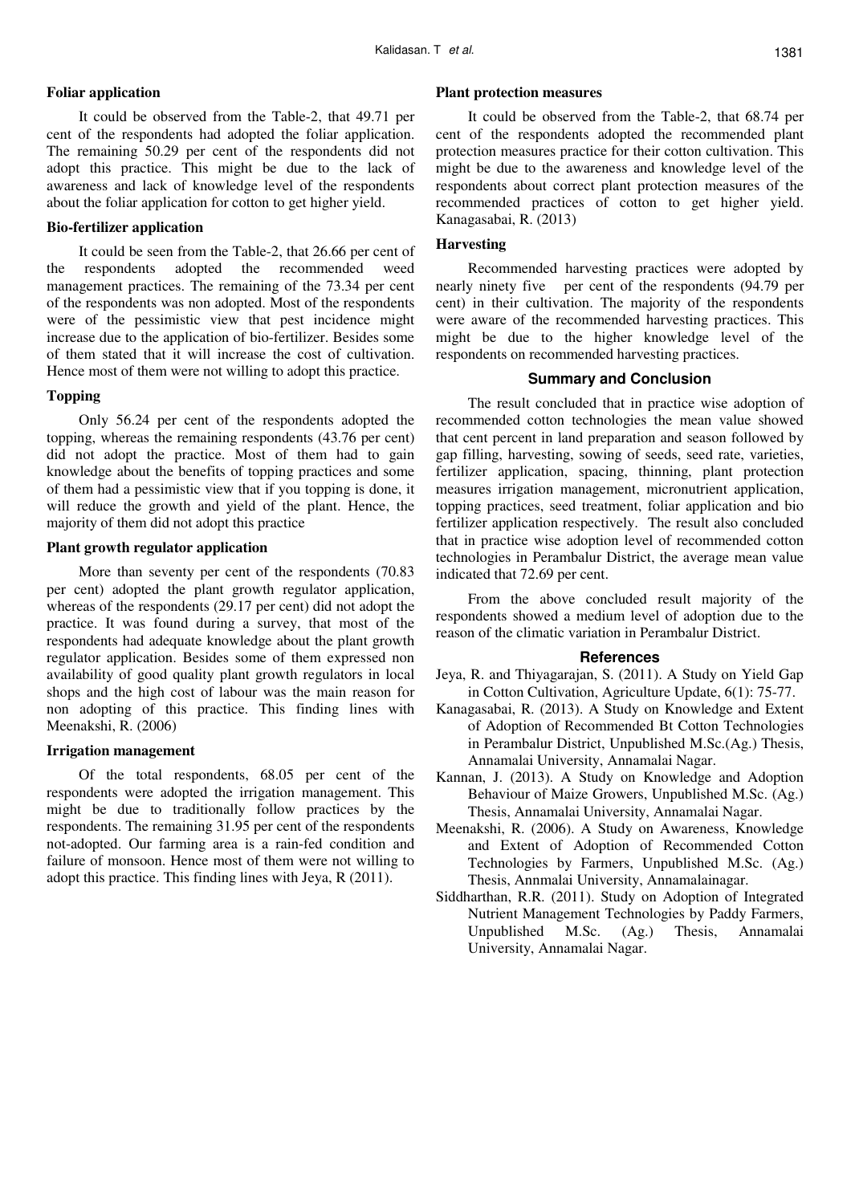### Foliar application

It could be observed from the Table-2, that 49.71 per cent of the respondents had adopted the foliar application. The remaining 50.29 per cent of the respondents did not adopt this practice. This might be due to the lack of awareness and lack of knowledge level of the respondents about the foliar application for cotton to get higher yield.

### Bio-fertilizer application

It could be seen from the Table-2, that 26.66 per cent of the respondents adopted the recommended weed management practices. The remaining of the 73.34 per cent of the respondents was non adopted. Most of the respondents were of the pessimistic view that pest incidence might increase due to the application of bio-fertilizer. Besides some of them stated that it will increase the cost of cultivation. Hence most of them were not willing to adopt this practice.

### Topping

Only 56.24 per cent of the respondents adopted the topping, whereas the remaining respondents (43.76 per cent) did not adopt the practice. Most of them had to gain knowledge about the benefits of topping practices and some of them had a pessimistic view that if you topping is done, it will reduce the growth and yield of the plant. Hence, the majority of them did not adopt this practice

### Plant growth regulator application

More than seventy per cent of the respondents (70.83 per cent) adopted the plant growth regulator application, whereas of the respondents (29.17 per cent) did not adopt the practice. It was found during a survey, that most of the respondents had adequate knowledge about the plant growth regulator application. Besides some of them expressed non availability of good quality plant growth regulators in local shops and the high cost of labour was the main reason for non adopting of this practice. This finding lines with Meenakshi, R. (2006)

### Irrigation management

Of the total respondents, 68.05 per cent of the respondents were adopted the irrigation management. This might be due to traditionally follow practices by the respondents. The remaining 31.95 per cent of the respondents not-adopted. Our farming area is a rain-fed condition and failure of monsoon. Hence most of them were not willing to adopt this practice. This finding lines with Jeya, R (2011).

### Plant protection measures

It could be observed from the Table-2, that 68.74 per cent of the respondents adopted the recommended plant protection measures practice for their cotton cultivation. This might be due to the awareness and knowledge level of the respondents about correct plant protection measures of the recommended practices of cotton to get higher yield. Kanagasabai, R. (2013)

### Harvesting

Recommended harvesting practices were adopted by nearly ninety five per cent of the respondents (94.79 per cent) in their cultivation. The majority of the respondents were aware of the recommended harvesting practices. This might be due to the higher knowledge level of the respondents on recommended harvesting practices.

## Summary and Conclusion

The result concluded that in practice wise adoption of recommended cotton technologies the mean value showed that cent percent in land preparation and season followed by gap filling, harvesting, sowing of seeds, seed rate, varieties, fertilizer application, spacing, thinning, plant protection measures irrigation management, micronutrient application, topping practices, seed treatment, foliar application and bio fertilizer application respectively. The result also concluded that in practice wise adoption level of recommended cotton technologies in Perambalur District, the average mean value indicated that 72.69 per cent.

From the above concluded result majority of the respondents showed a medium level of adoption due to the reason of the climatic variation in Perambalur District.

## References

Jeya, R. and Thiyagarajan, S. (2011). A Study on Yield Gap in Cotton Cultivation, Agriculture Update, 6(1): 75-77.

Kanagasabai, R. (2013). A Study on Knowledge and Extent of Adoption of Recommended Bt Cotton Technologies in Perambalur District, Unpublished M.Sc.(Ag.) Thesis, Annamalai University, Annamalai Nagar.

Kannan, J. (2013). A Study on Knowledge and Adoption Behaviour of Maize Growers, Unpublished M.Sc. (Ag.) Thesis, Annamalai University, Annamalai Nagar.

Meenakshi, R. (2006). A Study on Awareness, Knowledge and Extent of Adoption of Recommended Cotton Technologies by Farmers, Unpublished M.Sc. (Ag.) Thesis, Annmalai University, Annamalainagar.

Siddharthan, R.R. (2011). Study on Adoption of Integrated Nutrient Management Technologies by Paddy Farmers, Unpublished M.Sc. (Ag.) Thesis, Annamalai University, Annamalai Nagar.